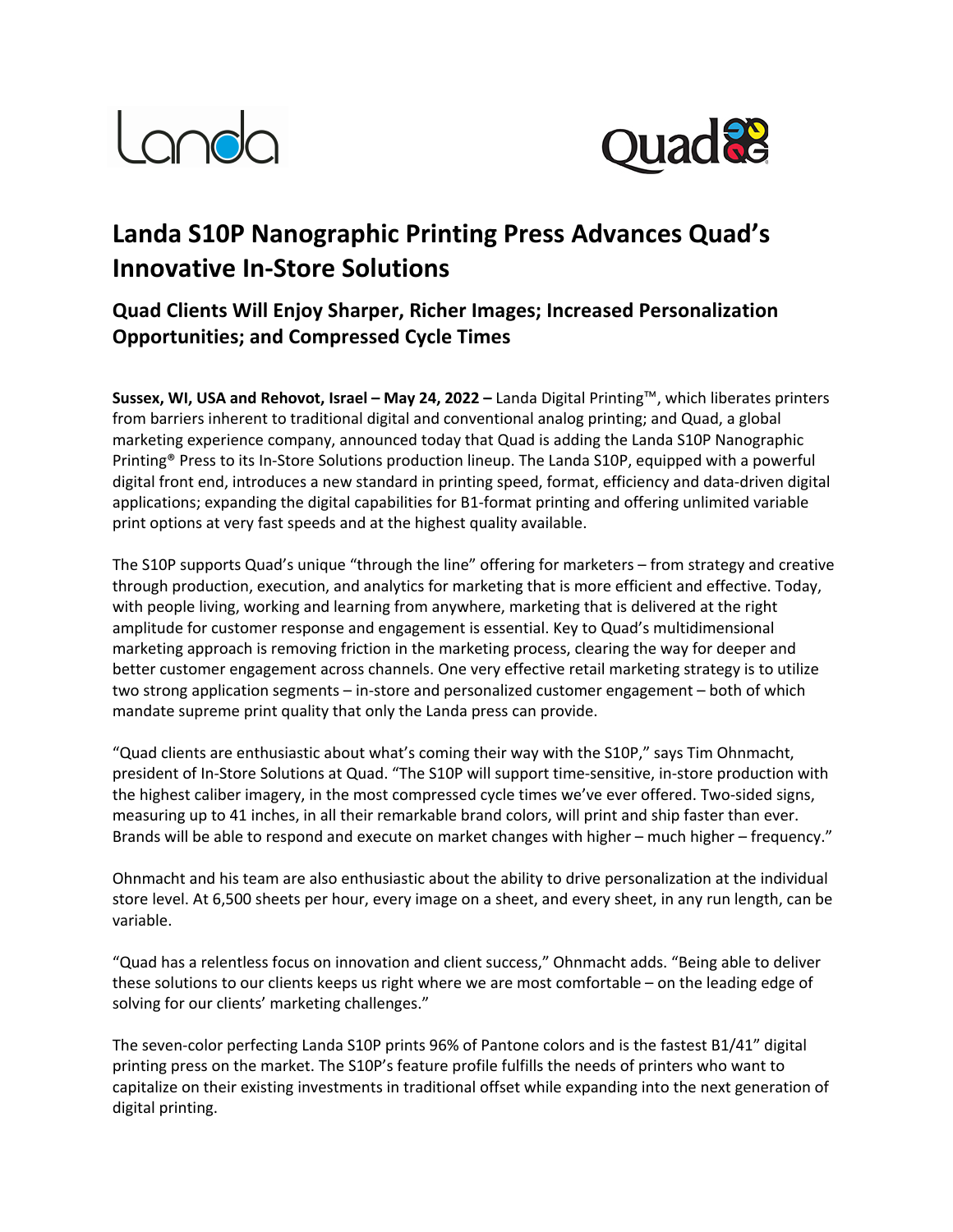# Landa S10P Nanographic Printing Press Advances Quad's Innovative In-Store Solutions

## Quad Clients Will Enjoy Sharper, Richer Images; Increased Personalization Opportunities; and Compressed Cycle Times

**Sussex, WI, USA and Rehovot, Israel – May 24, 2022 –** Landa Digital Printing™, which liberates printers from barriers inherent to traditional digital and conventional analog printing; and Quad, a global marketing experience company, announced today that Quad is adding the Landa S10P Nanographic Printing® Press to its In-Store Solutions production lineup. The Landa S10P, equipped with a powerful digital front end, introduces a new standard in printing speed, format, efficiency and data-driven digital applications; expanding the digital capabilities for B1-format printing and offering unlimited variable print options at very fast speeds and at the highest quality available.

The S10P supports Quad's unique "through the line" offering for marketers – from strategy and creative through production, execution, and analytics for marketing that is more efficient and effective. Today, with people living, working and learning from anywhere, marketing that is delivered at the right amplitude for customer response and engagement is essential. Key to Quad's multidimensional marketing approach is removing friction in the marketing process, clearing the way for deeper and better customer engagement across channels. One very effective retail marketing strategy is to utilize two strong application segments – in-store and personalized customer engagement – both of which mandate supreme print quality that only the Landa press can provide.

"Quad clients are enthusiastic about what's coming their way with the S10P," says Tim Ohnmacht, president of In-Store Solutions at Quad. "The S10P will support time-sensitive, in-store production with the highest caliber imagery, in the most compressed cycle times we've ever offered. Two-sided signs, measuring up to 41 inches, in all their remarkable brand colors, will print and ship faster than ever. Brands will be able to respond and execute on market changes with higher – much higher – frequency."

Ohnmacht and his team are also enthusiastic about the ability to drive personalization at the individual store level. At 6,500 sheets per hour, every image on a sheet, and every sheet, in any run length, can be variable.

"Quad has a relentless focus on innovation and client success," Ohnmacht adds. "Being able to deliver these solutions to our clients keeps us right where we are most comfortable – on the leading edge of solving for our clients' marketing challenges."

The seven-color perfecting Landa S10P prints 96% of Pantone colors and is the fastest B1/41" digital printing press on the market. The S10P's feature profile fulfills the needs of printers who want to capitalize on their existing investments in traditional offset while expanding into the next generation of digital printing.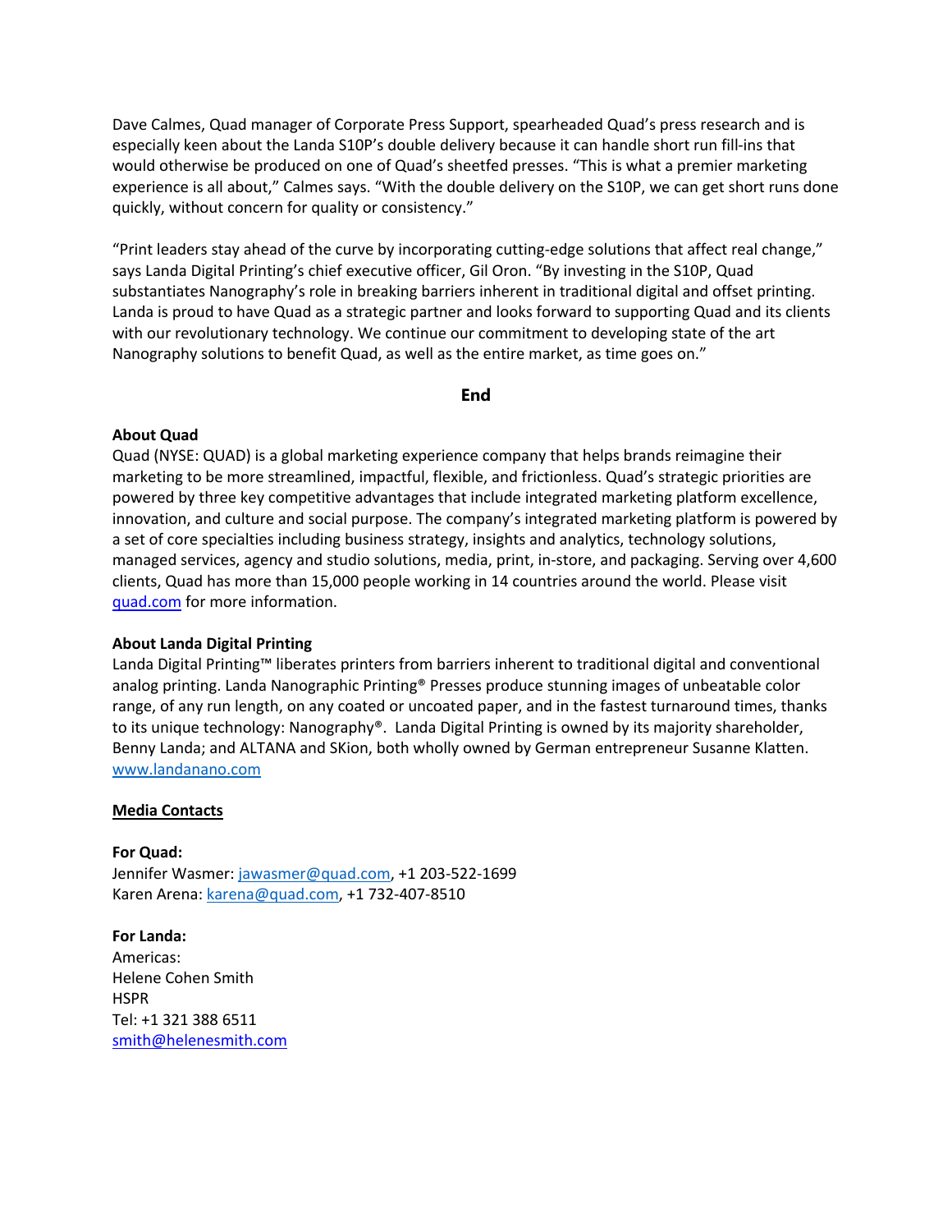Dave Calmes, Quad manager of Corporate Press Support, spearheaded Quad's press research and is especially keen about the Landa S10P's double delivery because it can handle short run fill-ins that would otherwise be produced on one of Quad's sheetfed presses. "This is what a premier marketing experience is all about," Calmes says. "With the double delivery on the S10P, we can get short runs done quickly, without concern for quality or consistency."

"Print leaders stay ahead of the curve by incorporating cutting-edge solutions that affect real change," says Landa Digital Printing's chief executive officer, Gil Oron. "By investing in the S10P, Quad substantiates Nanography's role in breaking barriers inherent in traditional digital and offset printing. Landa is proud to have Quad as a strategic partner and looks forward to supporting Quad and its clients with our revolutionary technology. We continue our commitment to developing state of the art Nanography solutions to benefit Quad, as well as the entire market, as time goes on."

**End**

**About Quad**

Quad (NYSE: QUAD) is a global marketing experience company that helps brands reimagine their marketing to be more streamlined, impactful, flexible, and frictionless. Quad's strategic priorities are powered by three key competitive advantages that include integrated marketing platform excellence, innovation, and culture and social purpose. The company's integrated marketing platform is powered by a set of core specialties including business strategy, insights and analytics, technology solutions, managed services, agency and studio solutions, media, print, in-store, and packaging. Serving over 4,600 clients, Quad has more than 15,000 people working in 14 countries around the world. Please visit [quad.com](quad.com) for more information.

**About Landa Digital Printing**

Landa Digital Printing™ liberates printers from barriers inherent to traditional digital and conventional analog printing. Landa Nanographic Printing® Presses produce stunning images of unbeatable color range, of any run length, on any coated or uncoated paper, and in the fastest turnaround times, thanks to its unique technology: Nanography®. Landa Digital Printing is owned by its majority shareholder, Benny Landa; and ALTANA and SKion, both wholly owned by German entrepreneur Susanne Klatten. [www.landanano.com](www.landanano.com)

**Media Contacts**

**For Quad:**
Jennifer Wasmer: jawasmer@quad.com, +1 203-522-1699
Karen Arena: karena@quad.com, +1 732-407-8510

**For Landa:**
Americas:
Helene Cohen Smith
HSPR
Tel: +1 321 388 6511
smith@helenesmith.com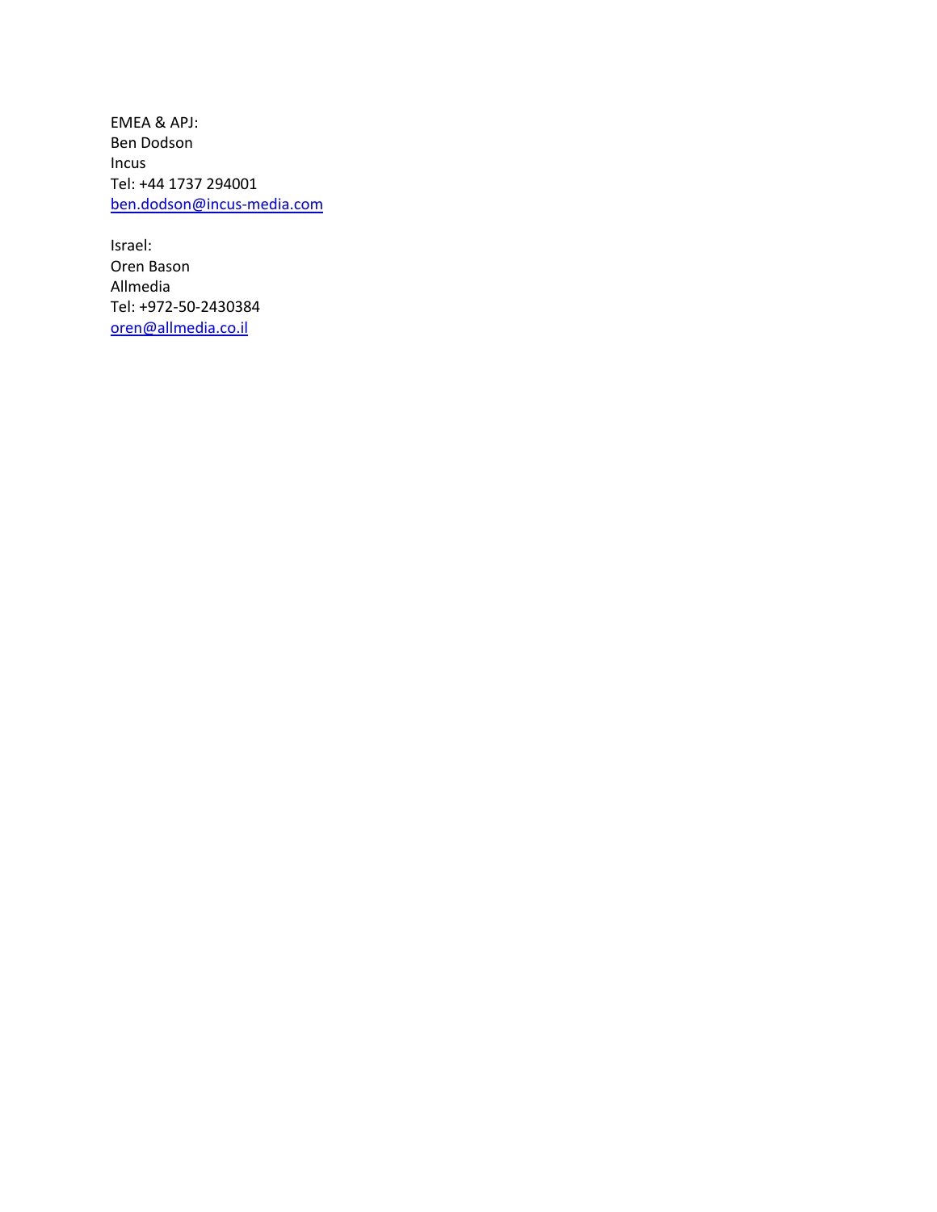EMEA & APJ:
Ben Dodson
Incus
Tel: +44 1737 294001
ben.dodson@incus-media.com

Israel:
Oren Bason
Allmedia
Tel: +972-50-2430384
oren@allmedia.co.il